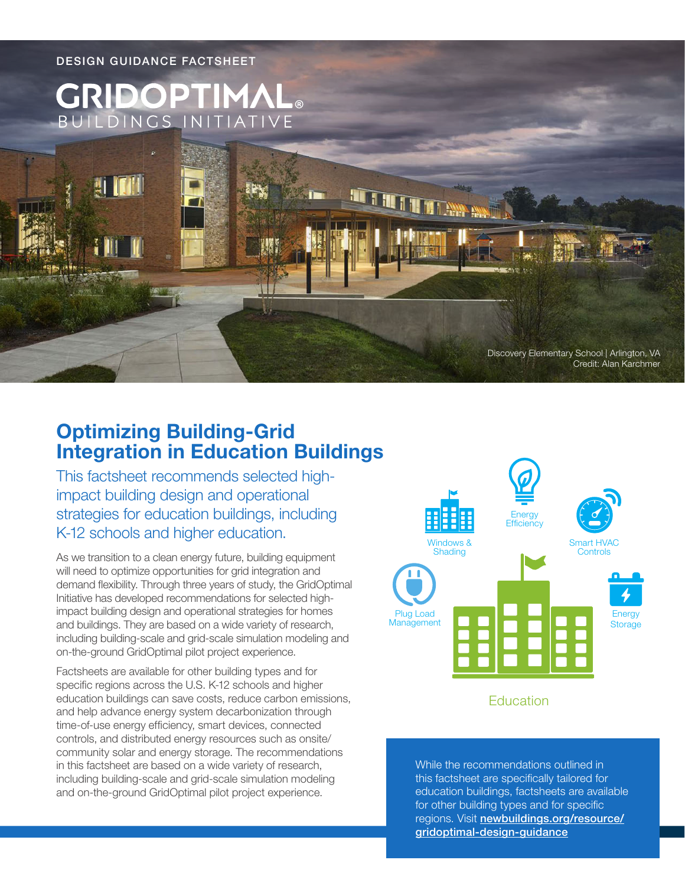DESIGN GUIDANCE FACTSHEET

GRIDOPTIMAL®
BUILDINGS INITIATIVE

Discovery Elementary School | Arlington, VA
Credit: Alan Karchmer

# Optimizing Building-Grid Integration in Education Buildings

## This factsheet recommends selected high-impact building design and operational strategies for education buildings, including K-12 schools and higher education.

As we transition to a clean energy future, building equipment will need to optimize opportunities for grid integration and demand flexibility. Through three years of study, the GridOptimal Initiative has developed recommendations for selected high-impact building design and operational strategies for homes and buildings. They are based on a wide variety of research, including building-scale and grid-scale simulation modeling and on-the-ground GridOptimal pilot project experience.

Factsheets are available for other building types and for specific regions across the U.S. K-12 schools and higher education buildings can save costs, reduce carbon emissions, and help advance energy system decarbonization through time-of-use energy efficiency, smart devices, connected controls, and distributed energy resources such as onsite/community solar and energy storage. The recommendations in this factsheet are based on a wide variety of research, including building-scale and grid-scale simulation modeling and on-the-ground GridOptimal pilot project experience.

Energy Efficiency

Windows & Shading

Smart HVAC Controls

Plug Load Management

Energy Storage

Education

While the recommendations outlined in this factsheet are specifically tailored for education buildings, factsheets are available for other building types and for specific regions. Visit **newbuildings.org/resource/gridoptimal-design-guidance**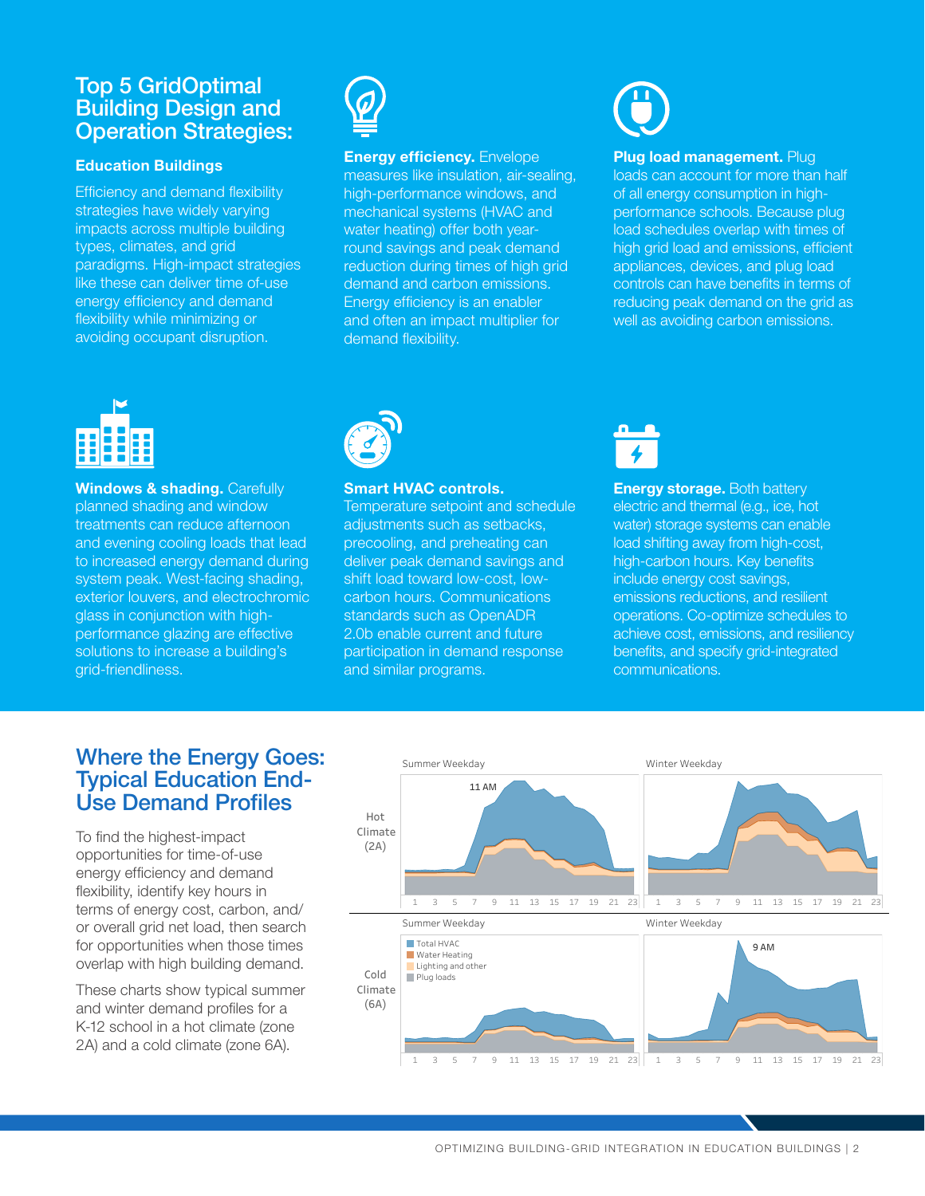## Top 5 GridOptimal Building Design and Operation Strategies:

### Education Buildings

Efficiency and demand flexibility strategies have widely varying impacts across multiple building types, climates, and grid paradigms. High-impact strategies like these can deliver time of-use energy efficiency and demand flexibility while minimizing or avoiding occupant disruption.

**Energy efficiency.** Envelope measures like insulation, air-sealing, high-performance windows, and mechanical systems (HVAC and water heating) offer both year-round savings and peak demand reduction during times of high grid demand and carbon emissions. Energy efficiency is an enabler and often an impact multiplier for demand flexibility.

**Plug load management.** Plug loads can account for more than half of all energy consumption in high-performance schools. Because plug load schedules overlap with times of high grid load and emissions, efficient appliances, devices, and plug load controls can have benefits in terms of reducing peak demand on the grid as well as avoiding carbon emissions.

**Windows & shading.** Carefully planned shading and window treatments can reduce afternoon and evening cooling loads that lead to increased energy demand during system peak. West-facing shading, exterior louvers, and electrochromic glass in conjunction with high-performance glazing are effective solutions to increase a building's grid-friendliness.

**Smart HVAC controls.** Temperature setpoint and schedule adjustments such as setbacks, precooling, and preheating can deliver peak demand savings and shift load toward low-cost, low-carbon hours. Communications standards such as OpenADR 2.0b enable current and future participation in demand response and similar programs.

**Energy storage.** Both battery electric and thermal (e.g., ice, hot water) storage systems can enable load shifting away from high-cost, high-carbon hours. Key benefits include energy cost savings, emissions reductions, and resilient operations. Co-optimize schedules to achieve cost, emissions, and resiliency benefits, and specify grid-integrated communications.

## Where the Energy Goes: Typical Education End-Use Demand Profiles

To find the highest-impact opportunities for time-of-use energy efficiency and demand flexibility, identify key hours in terms of energy cost, carbon, and/or overall grid net load, then search for opportunities when those times overlap with high building demand.

These charts show typical summer and winter demand profiles for a K-12 school in a hot climate (zone 2A) and a cold climate (zone 6A).

Hot Climate (2A): Summer Weekday (peak 11 AM); Winter Weekday

Cold Climate (6A): Summer Weekday; Winter Weekday (peak 9 AM)

Legend: Total HVAC, Water Heating, Lighting and other, Plug loads

Hours: 1 3 5 7 9 11 13 15 17 19 21 23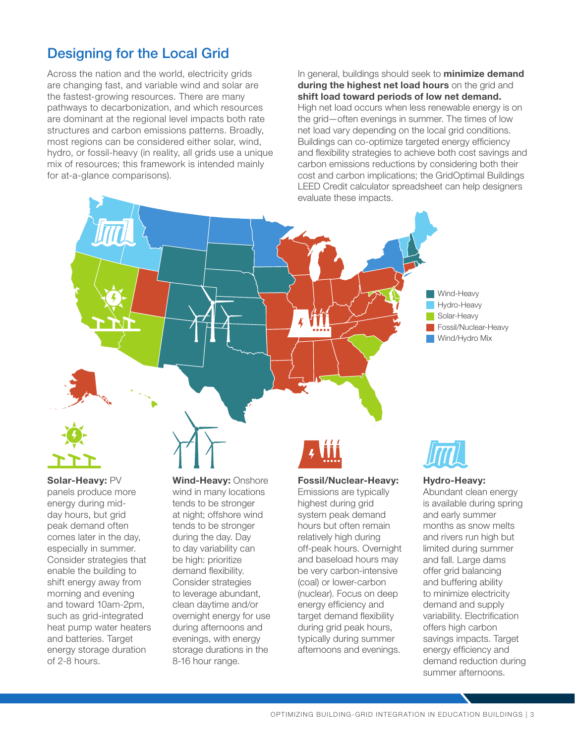## Designing for the Local Grid

Across the nation and the world, electricity grids are changing fast, and variable wind and solar are the fastest-growing resources. There are many pathways to decarbonization, and which resources are dominant at the regional level impacts both rate structures and carbon emissions patterns. Broadly, most regions can be considered either solar, wind, hydro, or fossil-heavy (in reality, all grids use a unique mix of resources; this framework is intended mainly for at-a-glance comparisons).

In general, buildings should seek to **minimize demand during the highest net load hours** on the grid and **shift load toward periods of low net demand.** High net load occurs when less renewable energy is on the grid—often evenings in summer. The times of low net load vary depending on the local grid conditions. Buildings can co-optimize targeted energy efficiency and flexibility strategies to achieve both cost savings and carbon emissions reductions by considering both their cost and carbon implications; the GridOptimal Buildings LEED Credit calculator spreadsheet can help designers evaluate these impacts.

- Wind-Heavy
- Hydro-Heavy
- Solar-Heavy
- Fossil/Nuclear-Heavy
- Wind/Hydro Mix

**Solar-Heavy:** PV panels produce more energy during mid-day hours, but grid peak demand often comes later in the day, especially in summer. Consider strategies that enable the building to shift energy away from morning and evening and toward 10am-2pm, such as grid-integrated heat pump water heaters and batteries. Target energy storage duration of 2-8 hours.

**Wind-Heavy:** Onshore wind in many locations tends to be stronger at night; offshore wind tends to be stronger during the day. Day to day variability can be high: prioritize demand flexibility. Consider strategies to leverage abundant, clean daytime and/or overnight energy for use during afternoons and evenings, with energy storage durations in the 8-16 hour range.

**Fossil/Nuclear-Heavy:** Emissions are typically highest during grid system peak demand hours but often remain relatively high during off-peak hours. Overnight and baseload hours may be very carbon-intensive (coal) or lower-carbon (nuclear). Focus on deep energy efficiency and target demand flexibility during grid peak hours, typically during summer afternoons and evenings.

**Hydro-Heavy:** Abundant clean energy is available during spring and early summer months as snow melts and rivers run high but limited during summer and fall. Large dams offer grid balancing and buffering ability to minimize electricity demand and supply variability. Electrification offers high carbon savings impacts. Target energy efficiency and demand reduction during summer afternoons.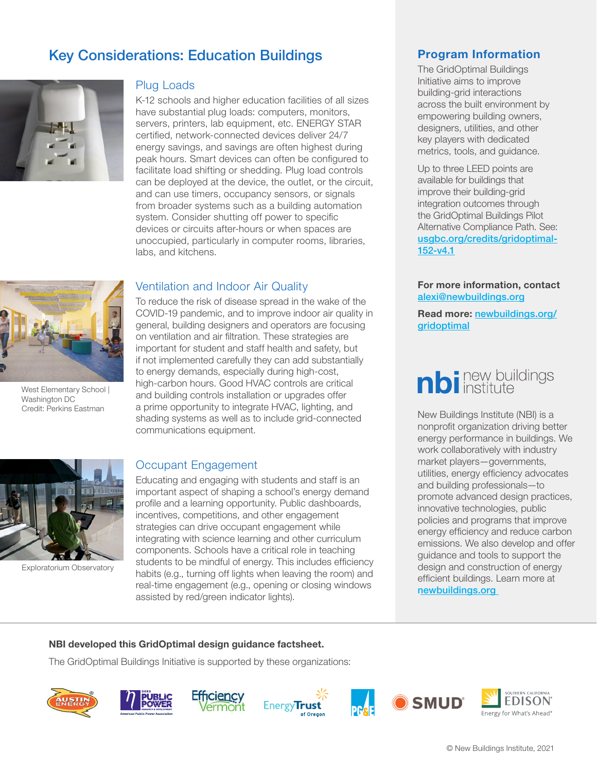## Key Considerations: Education Buildings

### Plug Loads

K-12 schools and higher education facilities of all sizes have substantial plug loads: computers, monitors, servers, printers, lab equipment, etc. ENERGY STAR certified, network-connected devices deliver 24/7 energy savings, and savings are often highest during peak hours. Smart devices can often be configured to facilitate load shifting or shedding. Plug load controls can be deployed at the device, the outlet, or the circuit, and can use timers, occupancy sensors, or signals from broader systems such as a building automation system. Consider shutting off power to specific devices or circuits after-hours or when spaces are unoccupied, particularly in computer rooms, libraries, labs, and kitchens.

### Ventilation and Indoor Air Quality

West Elementary School | Washington DC
Credit: Perkins Eastman

To reduce the risk of disease spread in the wake of the COVID-19 pandemic, and to improve indoor air quality in general, building designers and operators are focusing on ventilation and air filtration. These strategies are important for student and staff health and safety, but if not implemented carefully they can add substantially to energy demands, especially during high-cost, high-carbon hours. Good HVAC controls are critical and building controls installation or upgrades offer a prime opportunity to integrate HVAC, lighting, and shading systems as well as to include grid-connected communications equipment.

### Occupant Engagement

Exploratorium Observatory

Educating and engaging with students and staff is an important aspect of shaping a school's energy demand profile and a learning opportunity. Public dashboards, incentives, competitions, and other engagement strategies can drive occupant engagement while integrating with science learning and other curriculum components. Schools have a critical role in teaching students to be mindful of energy. This includes efficiency habits (e.g., turning off lights when leaving the room) and real-time engagement (e.g., opening or closing windows assisted by red/green indicator lights).

## Program Information

The GridOptimal Buildings Initiative aims to improve building-grid interactions across the built environment by empowering building owners, designers, utilities, and other key players with dedicated metrics, tools, and guidance.

Up to three LEED points are available for buildings that improve their building-grid integration outcomes through the GridOptimal Buildings Pilot Alternative Compliance Path. See: usgbc.org/credits/gridoptimal-152-v4.1

**For more information, contact** alexi@newbuildings.org

**Read more:** newbuildings.org/gridoptimal

nbi new buildings institute

New Buildings Institute (NBI) is a nonprofit organization driving better energy performance in buildings. We work collaboratively with industry market players—governments, utilities, energy efficiency advocates and building professionals—to promote advanced design practices, innovative technologies, public policies and programs that improve energy efficiency and reduce carbon emissions. We also develop and offer guidance and tools to support the design and construction of energy efficient buildings. Learn more at newbuildings.org

**NBI developed this GridOptimal design guidance factsheet.**

The GridOptimal Buildings Initiative is supported by these organizations:

Austin Energy · Public Power (American Public Power Association) · Efficiency Vermont · Energy Trust of Oregon · PG&E · SMUD · Southern California Edison – Energy for What's Ahead

© New Buildings Institute, 2021